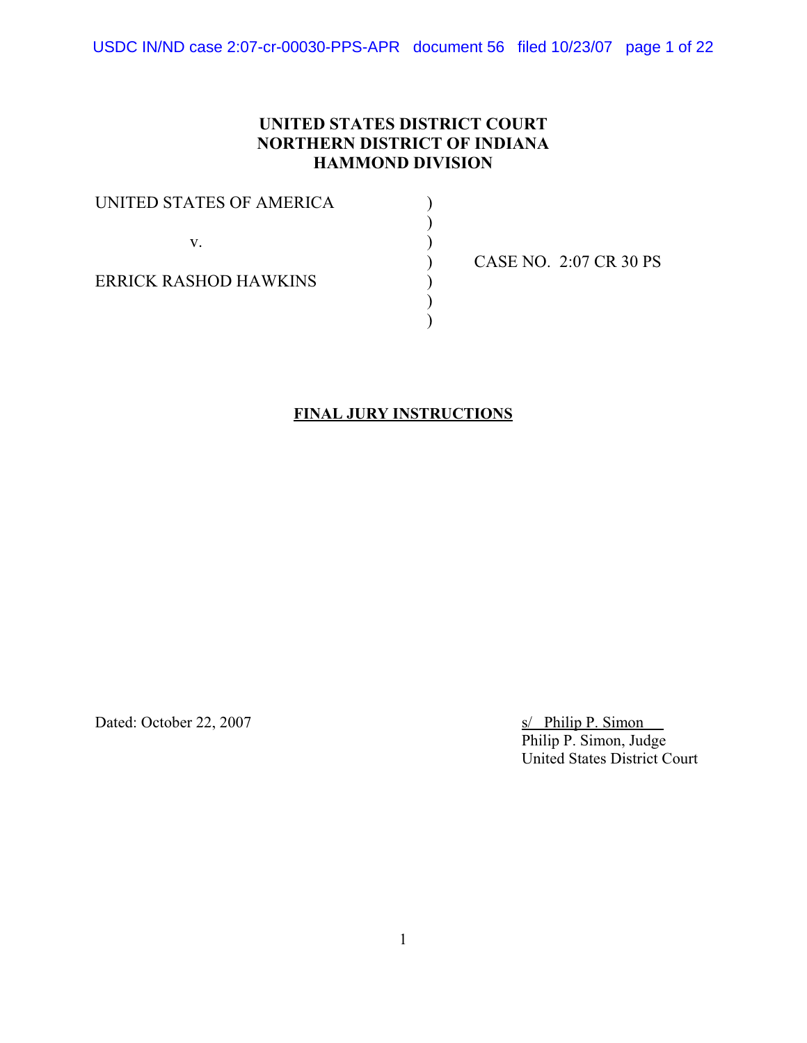**UNITED STATES DISTRICT COURT**
**NORTHERN DISTRICT OF INDIANA**
**HAMMOND DIVISION**

| | | |
|---|---|---|
| UNITED STATES OF AMERICA | ) | |
| | ) | |
| v. | ) | |
| | ) | CASE NO. 2:07 CR 30 PS |
| ERRICK RASHOD HAWKINS | ) | |
| | ) | |
| | ) | |

**FINAL JURY INSTRUCTIONS**

Dated: October 22, 2007

s/ Philip P. Simon
Philip P. Simon, Judge
United States District Court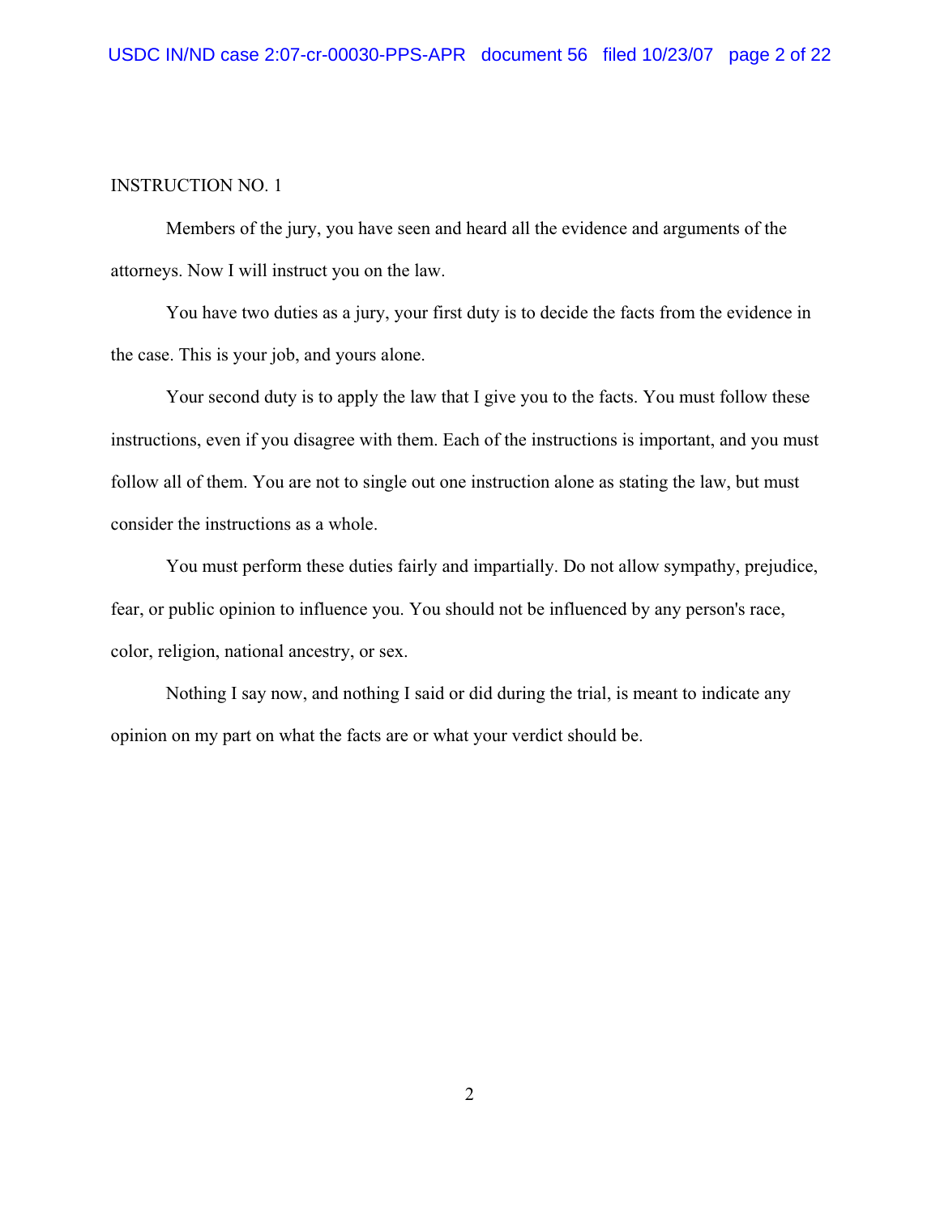INSTRUCTION NO. 1

Members of the jury, you have seen and heard all the evidence and arguments of the attorneys. Now I will instruct you on the law.

You have two duties as a jury, your first duty is to decide the facts from the evidence in the case. This is your job, and yours alone.

Your second duty is to apply the law that I give you to the facts. You must follow these instructions, even if you disagree with them. Each of the instructions is important, and you must follow all of them. You are not to single out one instruction alone as stating the law, but must consider the instructions as a whole.

You must perform these duties fairly and impartially. Do not allow sympathy, prejudice, fear, or public opinion to influence you. You should not be influenced by any person's race, color, religion, national ancestry, or sex.

Nothing I say now, and nothing I said or did during the trial, is meant to indicate any opinion on my part on what the facts are or what your verdict should be.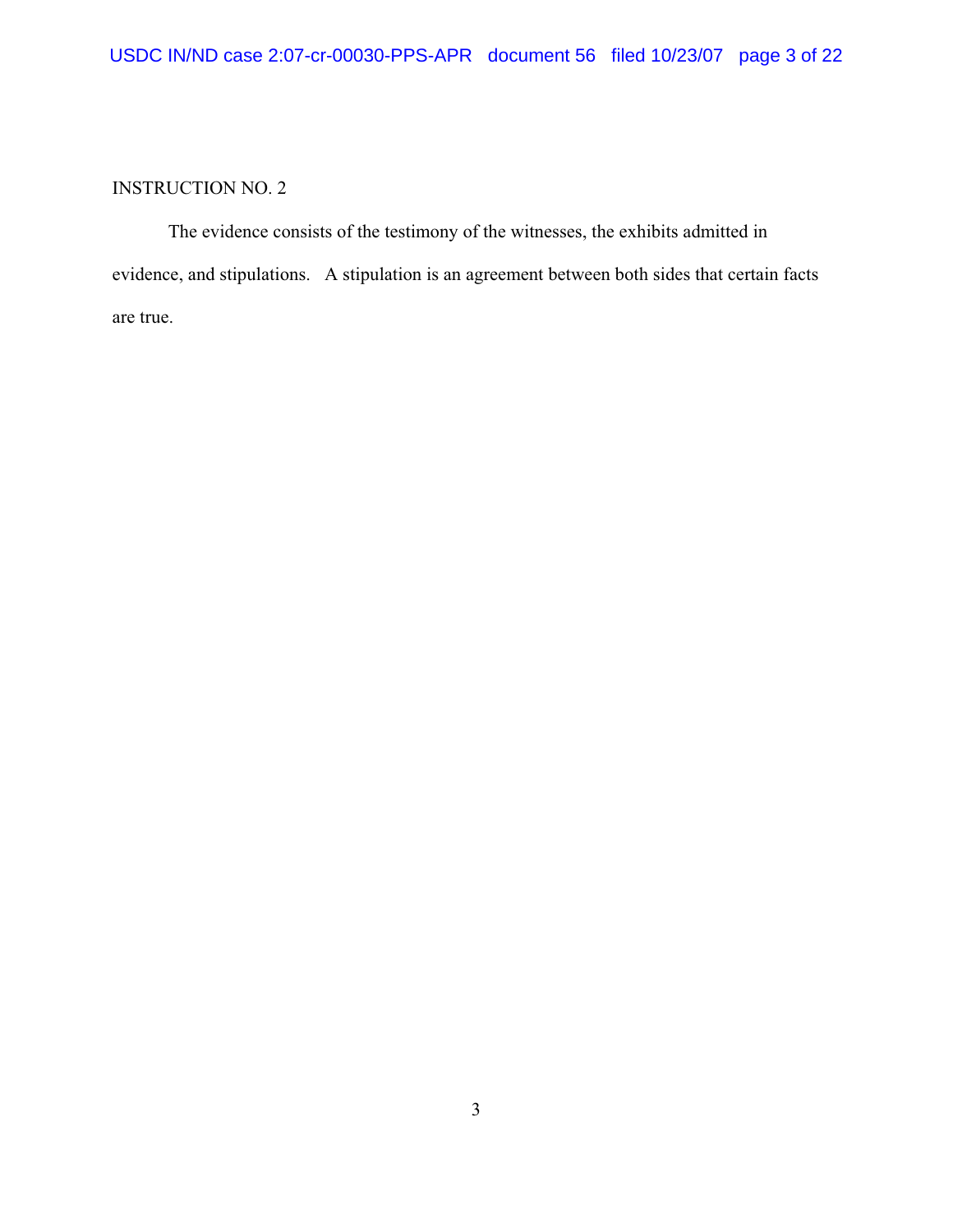INSTRUCTION NO. 2

The evidence consists of the testimony of the witnesses, the exhibits admitted in evidence, and stipulations. A stipulation is an agreement between both sides that certain facts are true.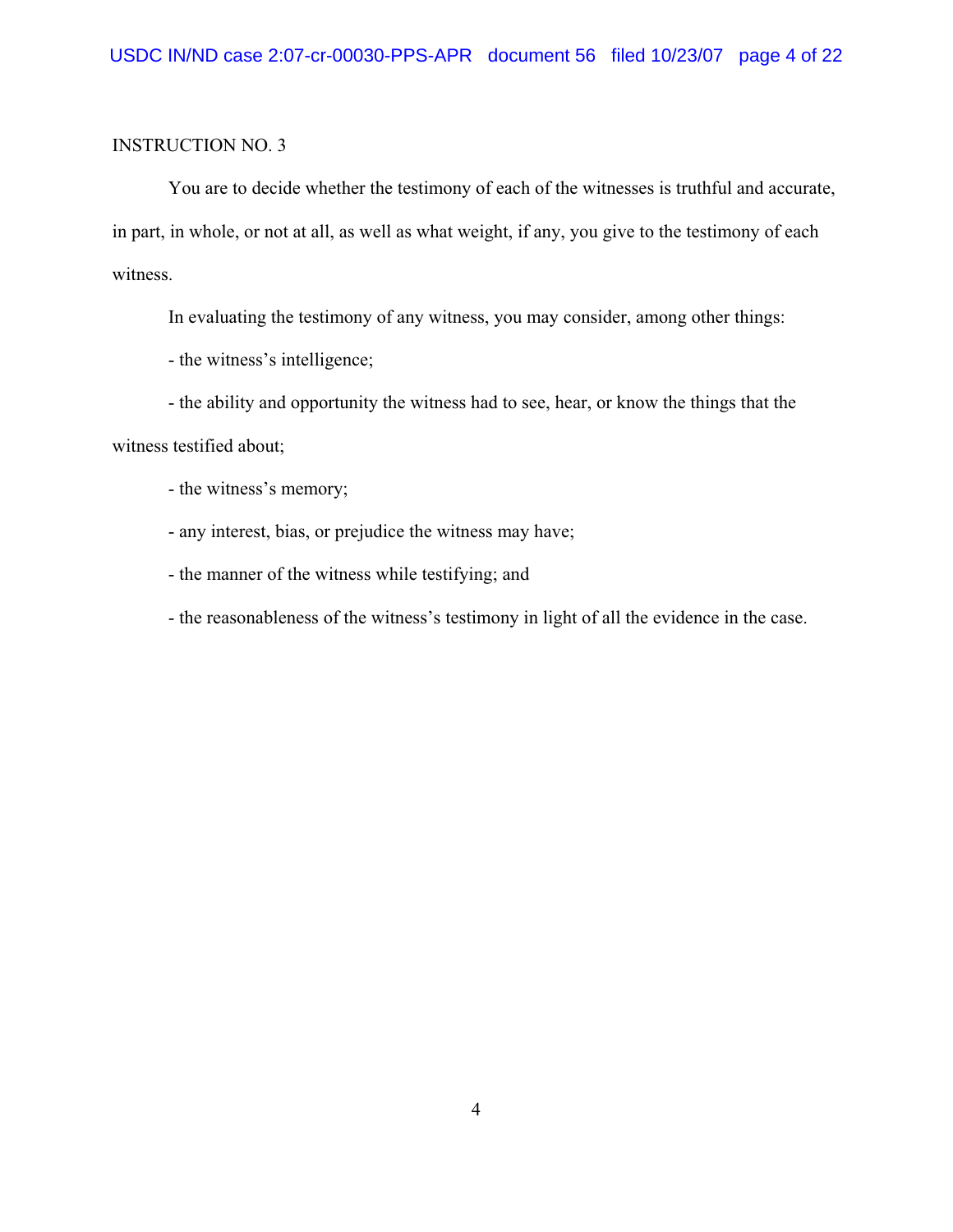INSTRUCTION NO. 3

You are to decide whether the testimony of each of the witnesses is truthful and accurate, in part, in whole, or not at all, as well as what weight, if any, you give to the testimony of each witness.

In evaluating the testimony of any witness, you may consider, among other things:

- the witness's intelligence;

- the ability and opportunity the witness had to see, hear, or know the things that the witness testified about;

- the witness's memory;

- any interest, bias, or prejudice the witness may have;

- the manner of the witness while testifying; and

- the reasonableness of the witness's testimony in light of all the evidence in the case.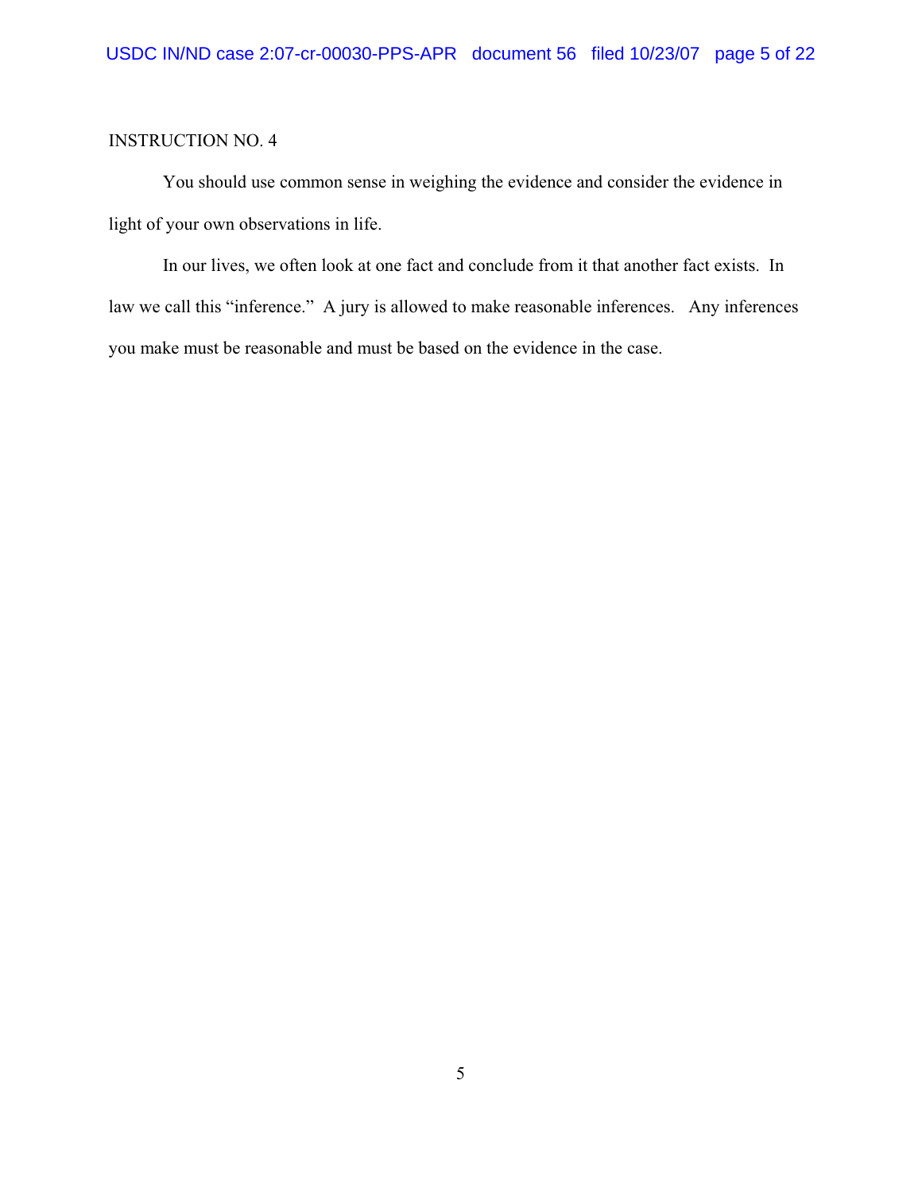INSTRUCTION NO. 4

You should use common sense in weighing the evidence and consider the evidence in light of your own observations in life.

In our lives, we often look at one fact and conclude from it that another fact exists. In law we call this "inference." A jury is allowed to make reasonable inferences. Any inferences you make must be reasonable and must be based on the evidence in the case.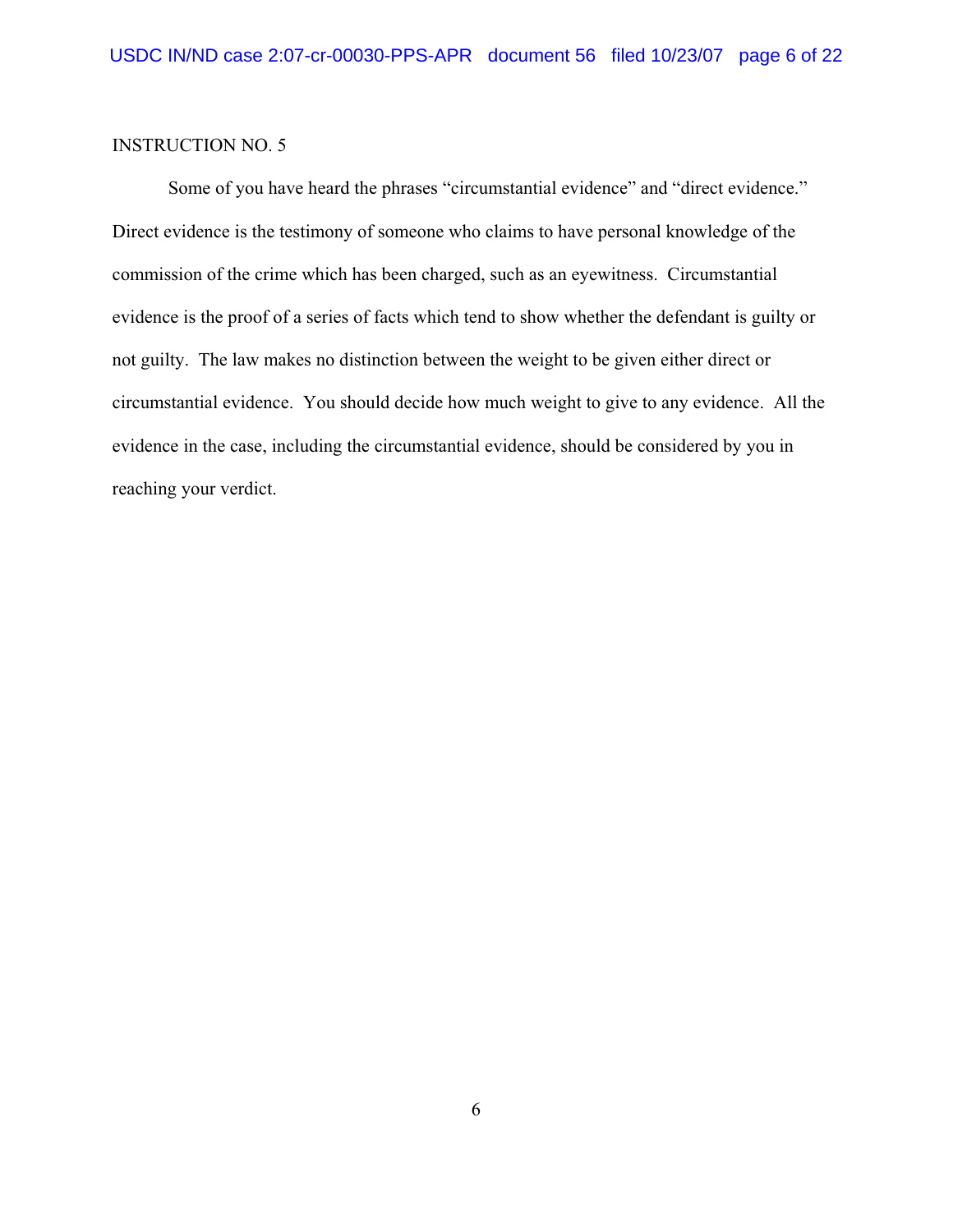INSTRUCTION NO. 5

Some of you have heard the phrases "circumstantial evidence" and "direct evidence." Direct evidence is the testimony of someone who claims to have personal knowledge of the commission of the crime which has been charged, such as an eyewitness. Circumstantial evidence is the proof of a series of facts which tend to show whether the defendant is guilty or not guilty. The law makes no distinction between the weight to be given either direct or circumstantial evidence. You should decide how much weight to give to any evidence. All the evidence in the case, including the circumstantial evidence, should be considered by you in reaching your verdict.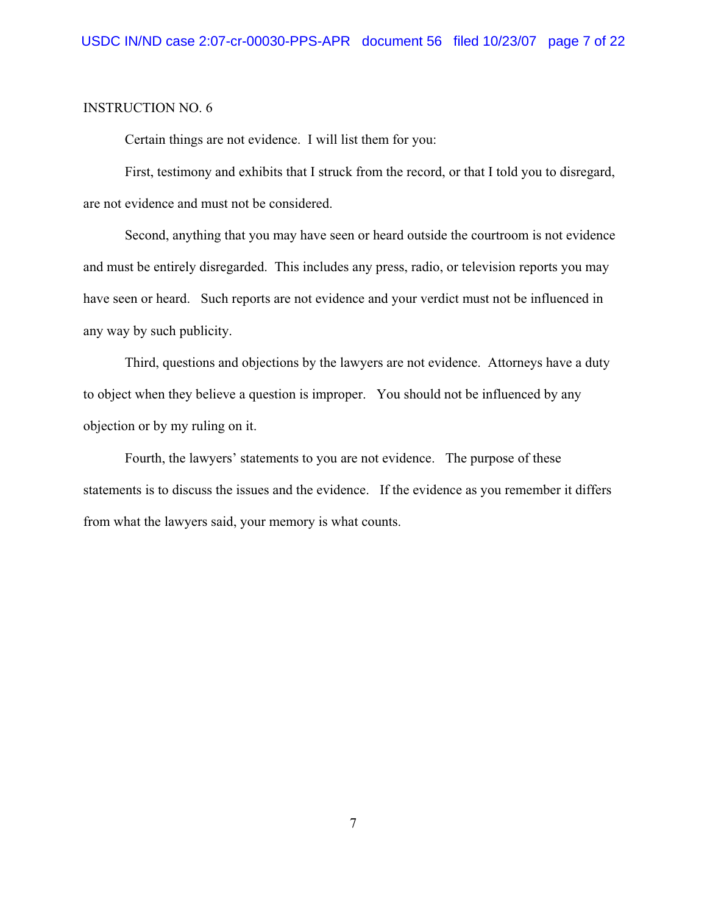INSTRUCTION NO. 6

Certain things are not evidence. I will list them for you:

First, testimony and exhibits that I struck from the record, or that I told you to disregard, are not evidence and must not be considered.

Second, anything that you may have seen or heard outside the courtroom is not evidence and must be entirely disregarded. This includes any press, radio, or television reports you may have seen or heard. Such reports are not evidence and your verdict must not be influenced in any way by such publicity.

Third, questions and objections by the lawyers are not evidence. Attorneys have a duty to object when they believe a question is improper. You should not be influenced by any objection or by my ruling on it.

Fourth, the lawyers' statements to you are not evidence. The purpose of these statements is to discuss the issues and the evidence. If the evidence as you remember it differs from what the lawyers said, your memory is what counts.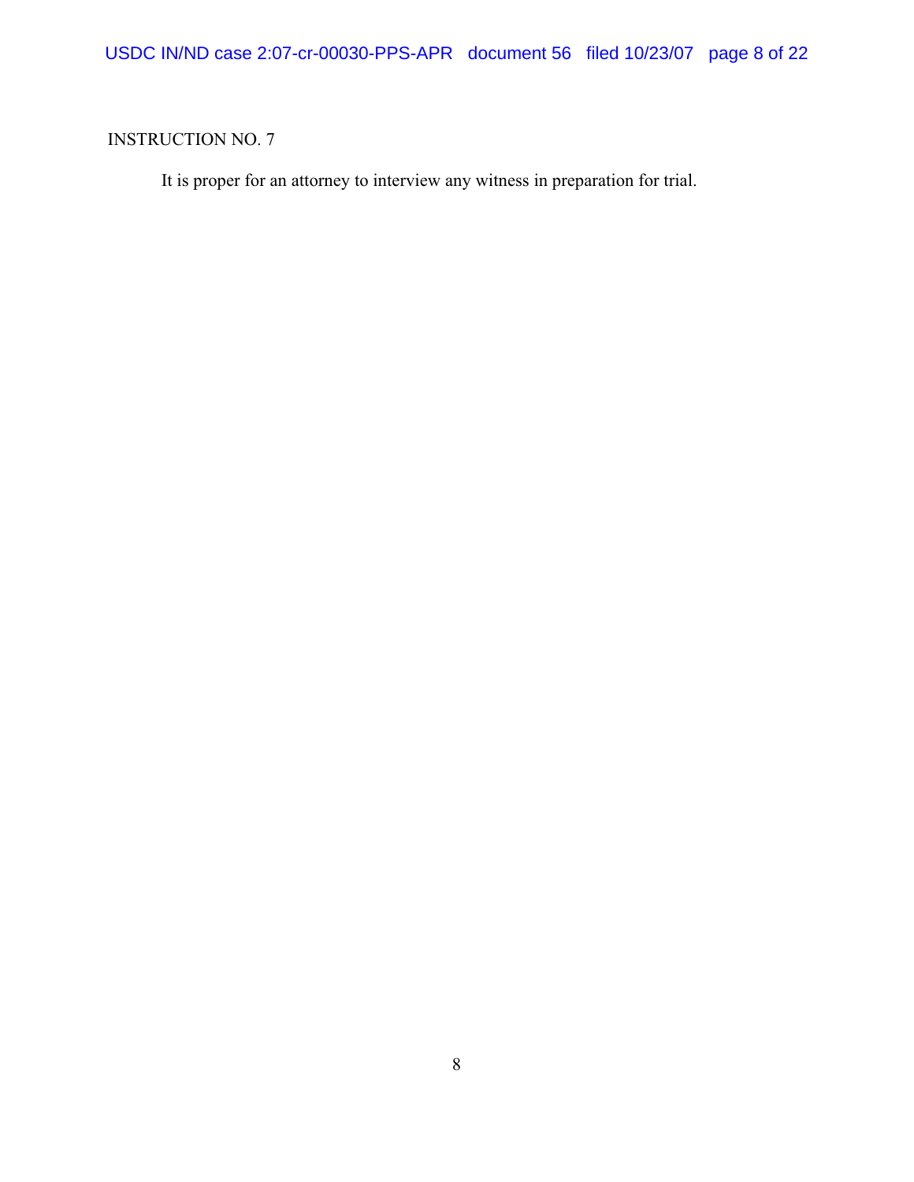INSTRUCTION NO. 7

It is proper for an attorney to interview any witness in preparation for trial.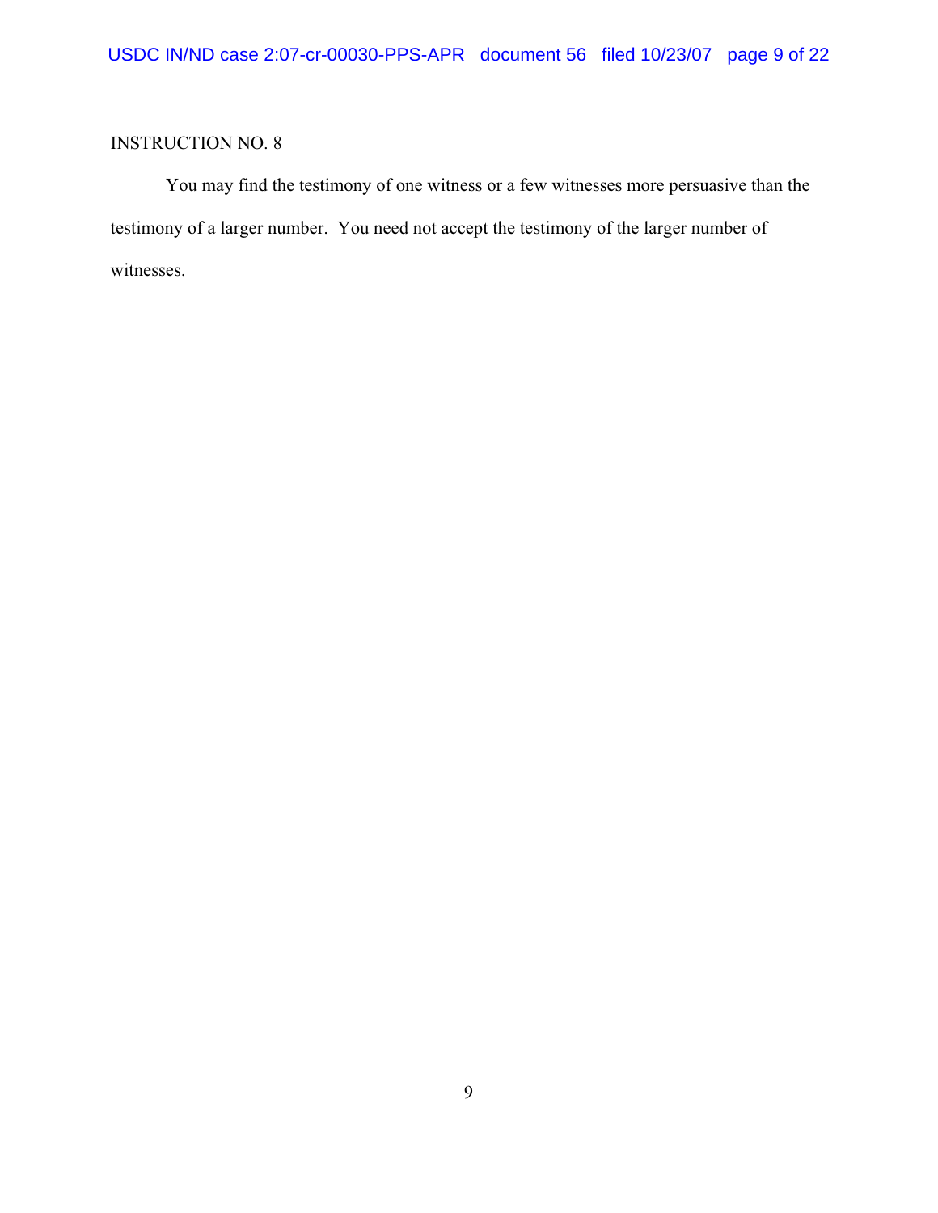INSTRUCTION NO. 8

You may find the testimony of one witness or a few witnesses more persuasive than the testimony of a larger number. You need not accept the testimony of the larger number of witnesses.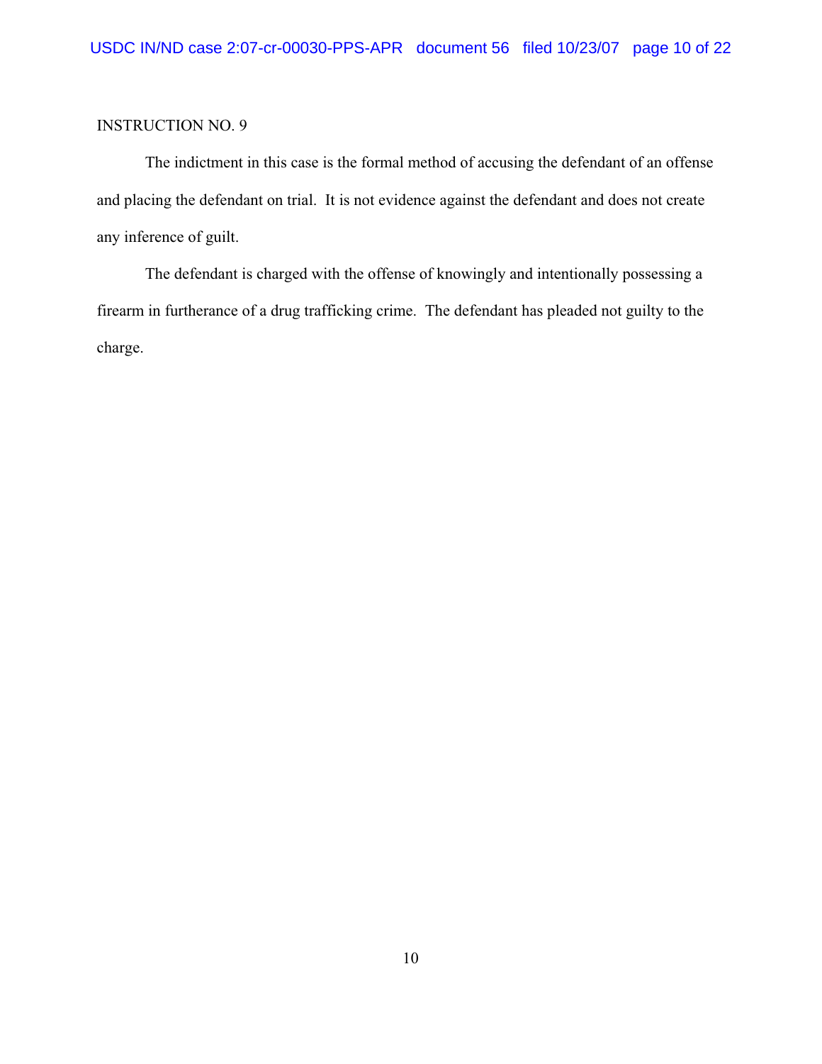INSTRUCTION NO. 9

The indictment in this case is the formal method of accusing the defendant of an offense and placing the defendant on trial. It is not evidence against the defendant and does not create any inference of guilt.

The defendant is charged with the offense of knowingly and intentionally possessing a firearm in furtherance of a drug trafficking crime. The defendant has pleaded not guilty to the charge.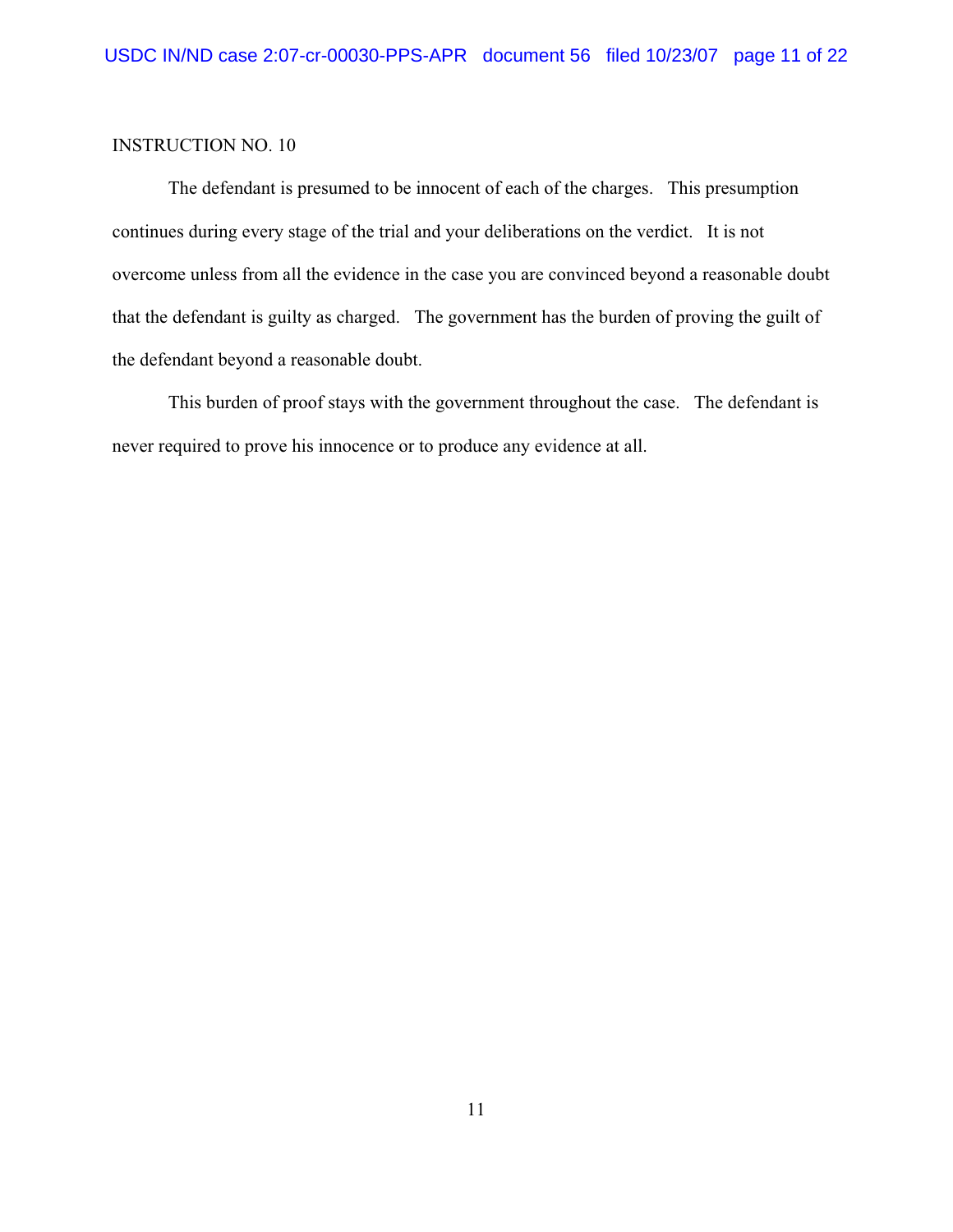INSTRUCTION NO. 10

The defendant is presumed to be innocent of each of the charges. This presumption continues during every stage of the trial and your deliberations on the verdict. It is not overcome unless from all the evidence in the case you are convinced beyond a reasonable doubt that the defendant is guilty as charged. The government has the burden of proving the guilt of the defendant beyond a reasonable doubt.

This burden of proof stays with the government throughout the case. The defendant is never required to prove his innocence or to produce any evidence at all.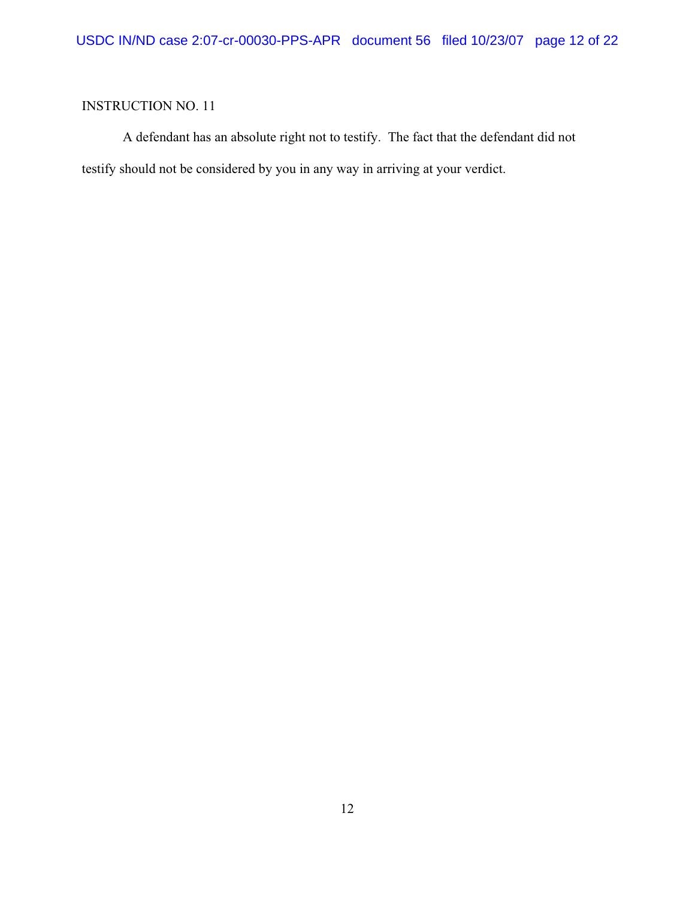INSTRUCTION NO. 11

A defendant has an absolute right not to testify. The fact that the defendant did not testify should not be considered by you in any way in arriving at your verdict.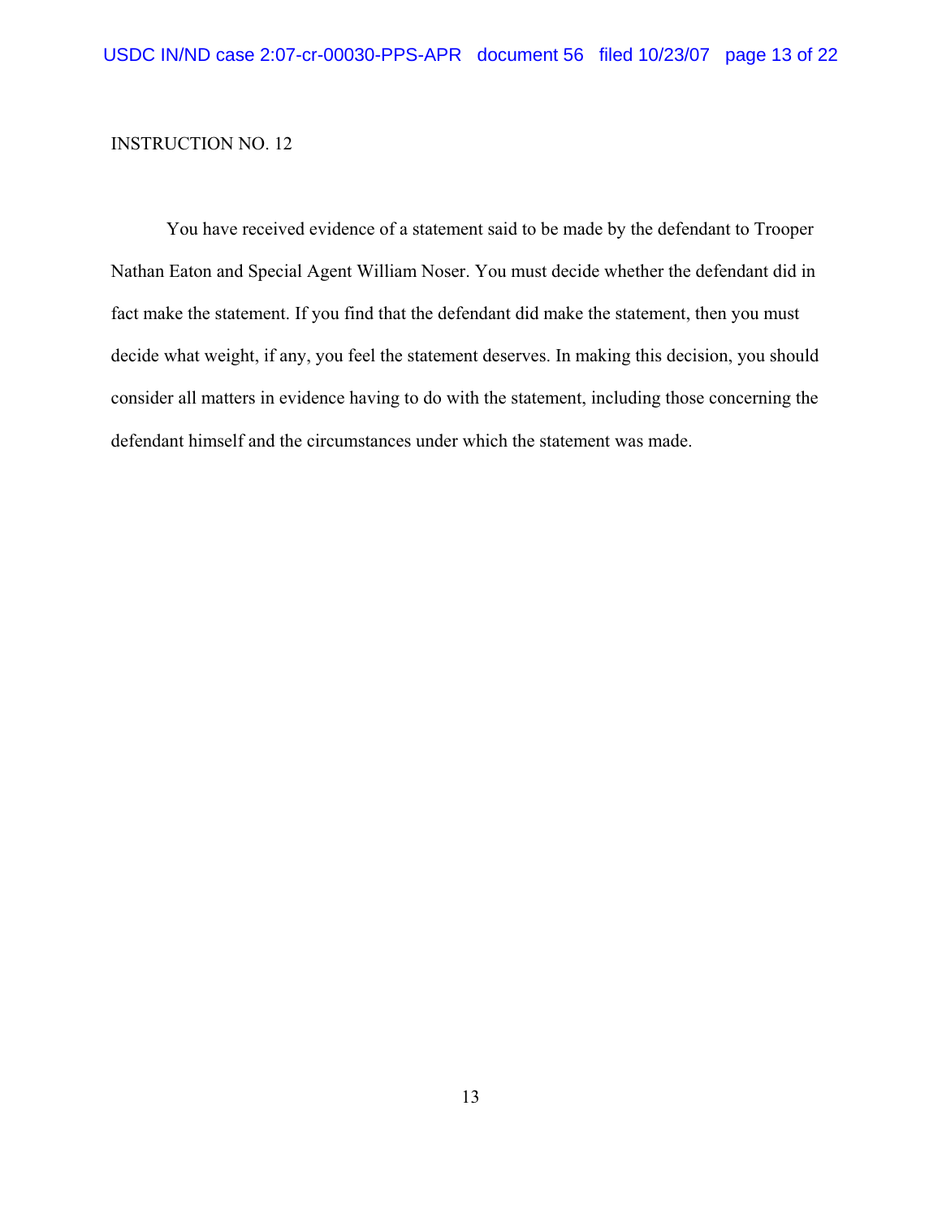INSTRUCTION NO. 12

You have received evidence of a statement said to be made by the defendant to Trooper Nathan Eaton and Special Agent William Noser. You must decide whether the defendant did in fact make the statement. If you find that the defendant did make the statement, then you must decide what weight, if any, you feel the statement deserves. In making this decision, you should consider all matters in evidence having to do with the statement, including those concerning the defendant himself and the circumstances under which the statement was made.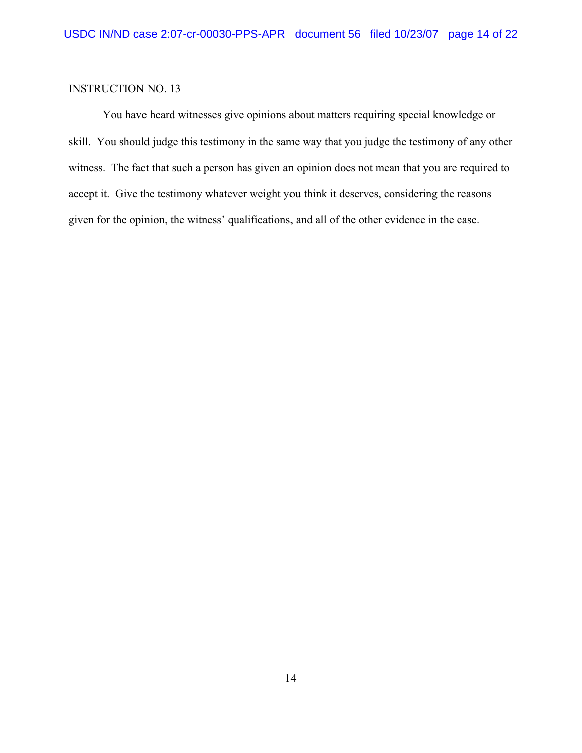INSTRUCTION NO. 13

You have heard witnesses give opinions about matters requiring special knowledge or skill. You should judge this testimony in the same way that you judge the testimony of any other witness. The fact that such a person has given an opinion does not mean that you are required to accept it. Give the testimony whatever weight you think it deserves, considering the reasons given for the opinion, the witness' qualifications, and all of the other evidence in the case.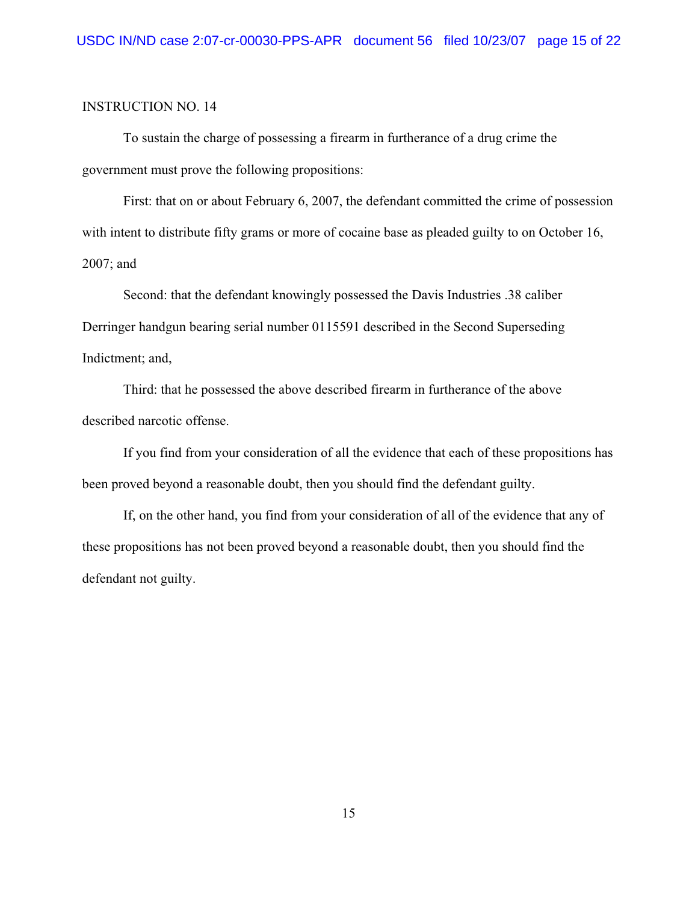INSTRUCTION NO. 14

To sustain the charge of possessing a firearm in furtherance of a drug crime the government must prove the following propositions:

First: that on or about February 6, 2007, the defendant committed the crime of possession with intent to distribute fifty grams or more of cocaine base as pleaded guilty to on October 16, 2007; and

Second: that the defendant knowingly possessed the Davis Industries .38 caliber Derringer handgun bearing serial number 0115591 described in the Second Superseding Indictment; and,

Third: that he possessed the above described firearm in furtherance of the above described narcotic offense.

If you find from your consideration of all the evidence that each of these propositions has been proved beyond a reasonable doubt, then you should find the defendant guilty.

If, on the other hand, you find from your consideration of all of the evidence that any of these propositions has not been proved beyond a reasonable doubt, then you should find the defendant not guilty.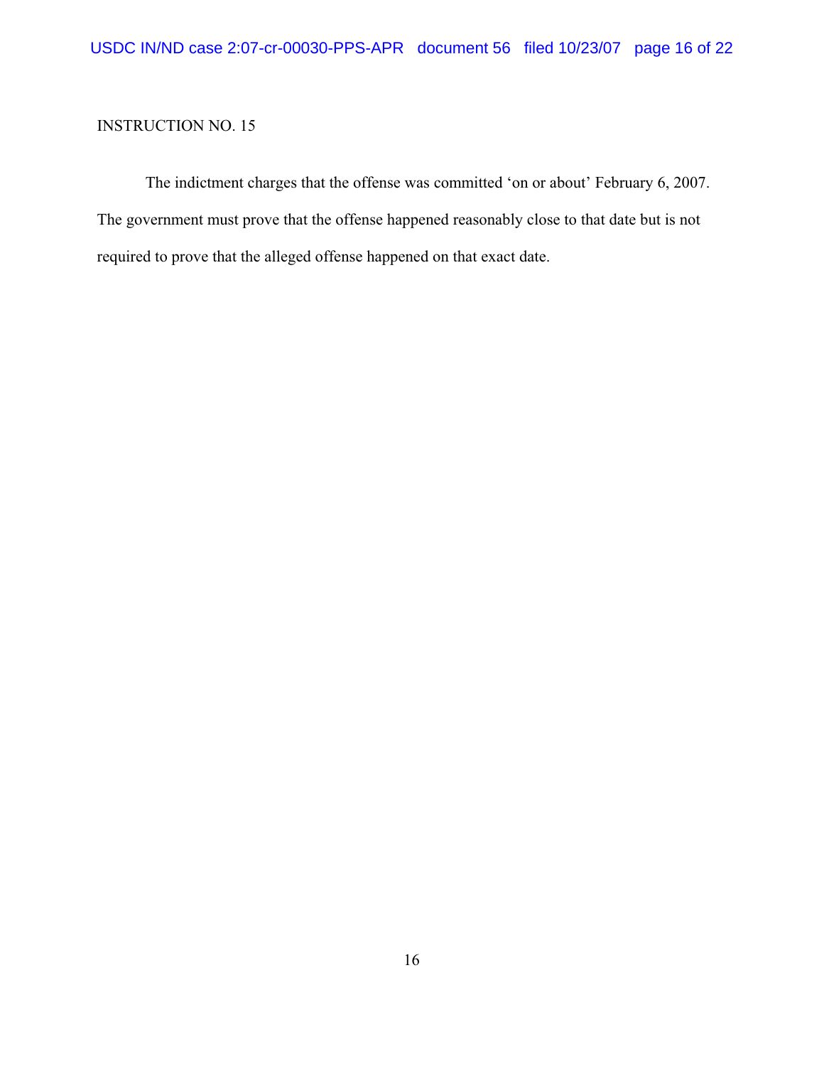INSTRUCTION NO. 15

The indictment charges that the offense was committed 'on or about' February 6, 2007. The government must prove that the offense happened reasonably close to that date but is not required to prove that the alleged offense happened on that exact date.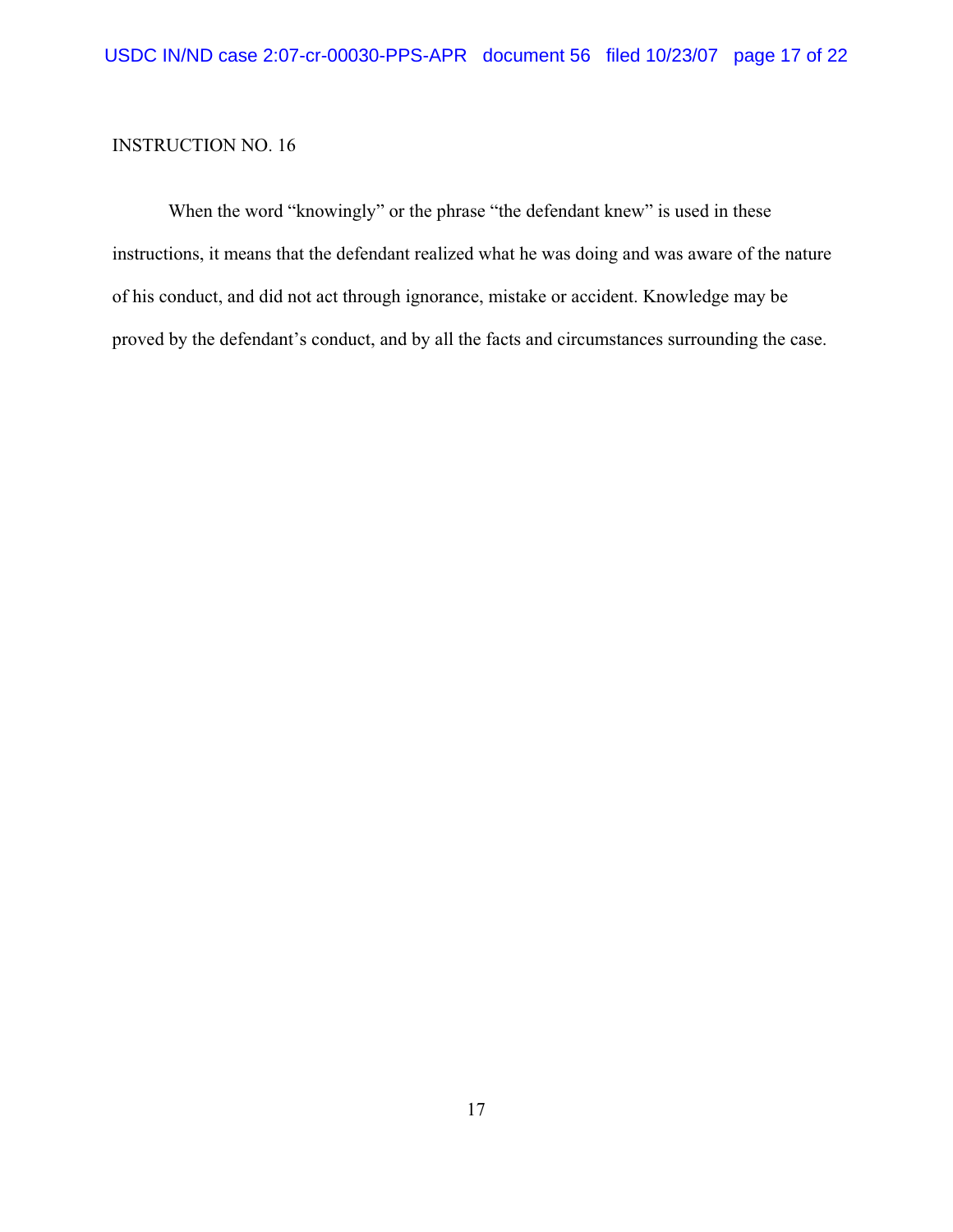INSTRUCTION NO. 16

When the word "knowingly" or the phrase "the defendant knew" is used in these instructions, it means that the defendant realized what he was doing and was aware of the nature of his conduct, and did not act through ignorance, mistake or accident. Knowledge may be proved by the defendant's conduct, and by all the facts and circumstances surrounding the case.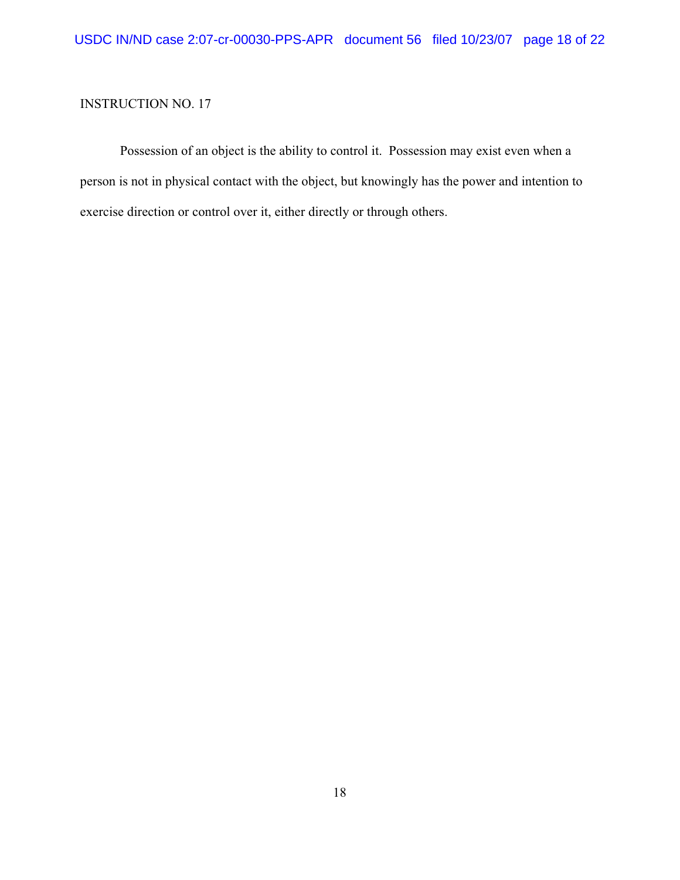INSTRUCTION NO. 17

Possession of an object is the ability to control it. Possession may exist even when a person is not in physical contact with the object, but knowingly has the power and intention to exercise direction or control over it, either directly or through others.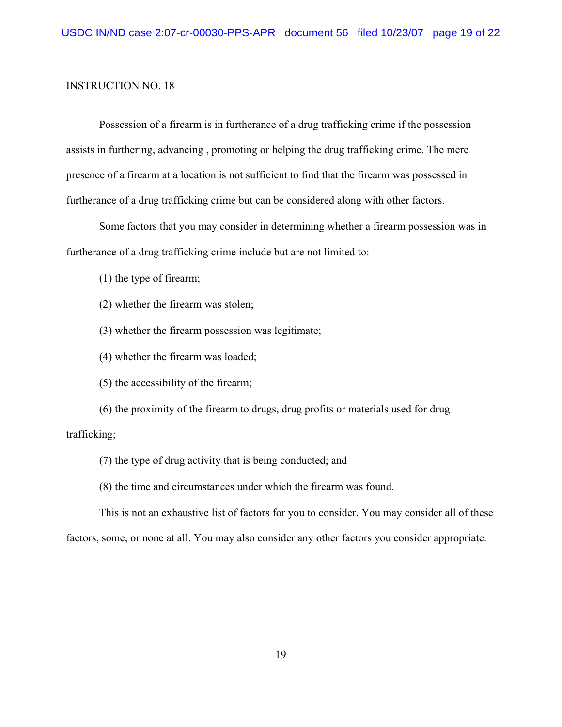INSTRUCTION NO. 18

Possession of a firearm is in furtherance of a drug trafficking crime if the possession assists in furthering, advancing , promoting or helping the drug trafficking crime. The mere presence of a firearm at a location is not sufficient to find that the firearm was possessed in furtherance of a drug trafficking crime but can be considered along with other factors.

Some factors that you may consider in determining whether a firearm possession was in furtherance of a drug trafficking crime include but are not limited to:

(1) the type of firearm;

(2) whether the firearm was stolen;

(3) whether the firearm possession was legitimate;

(4) whether the firearm was loaded;

(5) the accessibility of the firearm;

(6) the proximity of the firearm to drugs, drug profits or materials used for drug trafficking;

(7) the type of drug activity that is being conducted; and

(8) the time and circumstances under which the firearm was found.

This is not an exhaustive list of factors for you to consider. You may consider all of these factors, some, or none at all. You may also consider any other factors you consider appropriate.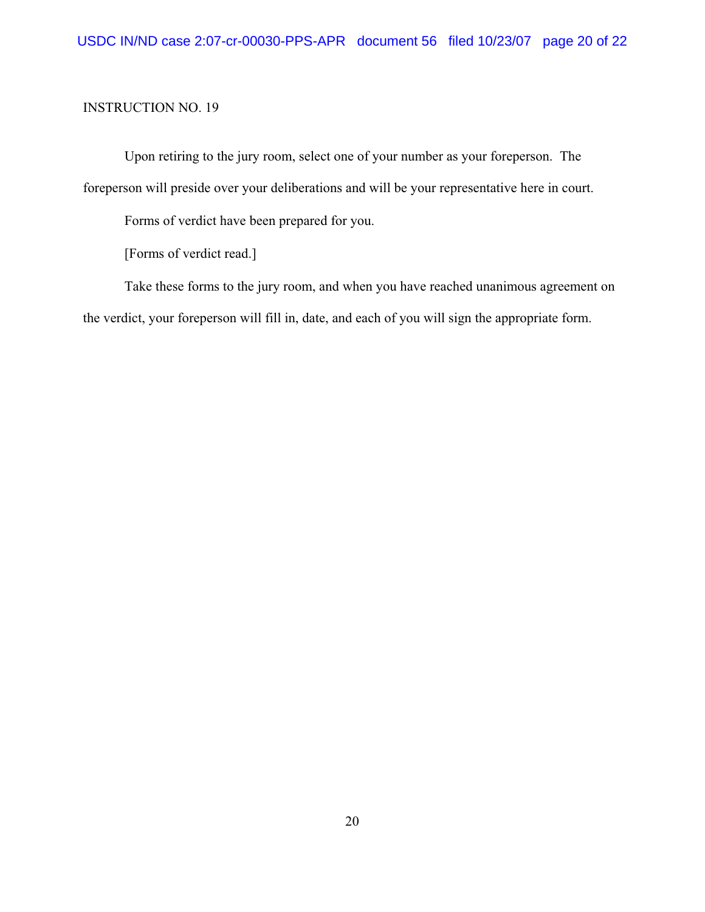INSTRUCTION NO. 19

Upon retiring to the jury room, select one of your number as your foreperson. The foreperson will preside over your deliberations and will be your representative here in court.

Forms of verdict have been prepared for you.

[Forms of verdict read.]

Take these forms to the jury room, and when you have reached unanimous agreement on the verdict, your foreperson will fill in, date, and each of you will sign the appropriate form.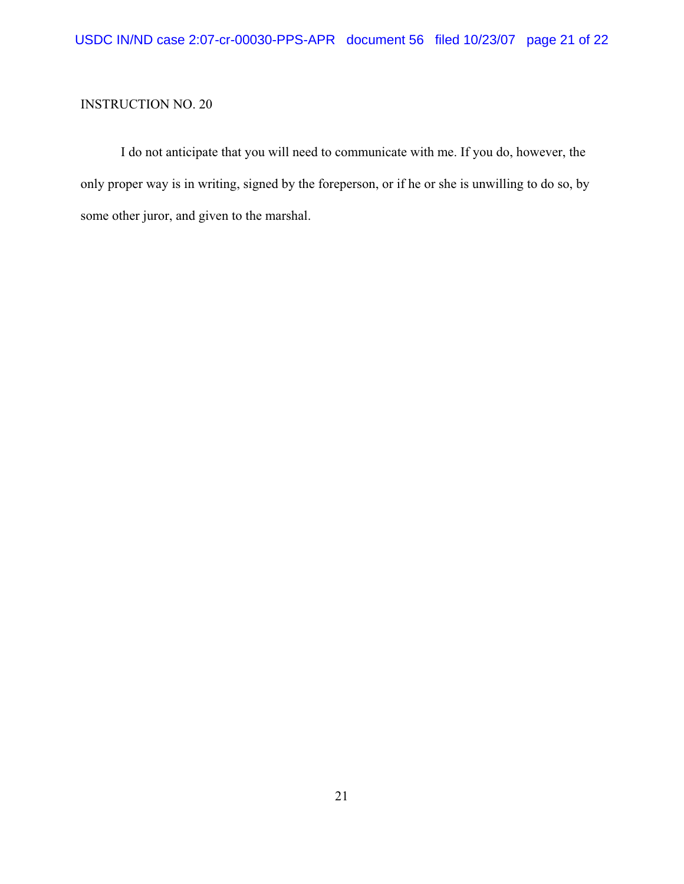INSTRUCTION NO. 20

I do not anticipate that you will need to communicate with me. If you do, however, the only proper way is in writing, signed by the foreperson, or if he or she is unwilling to do so, by some other juror, and given to the marshal.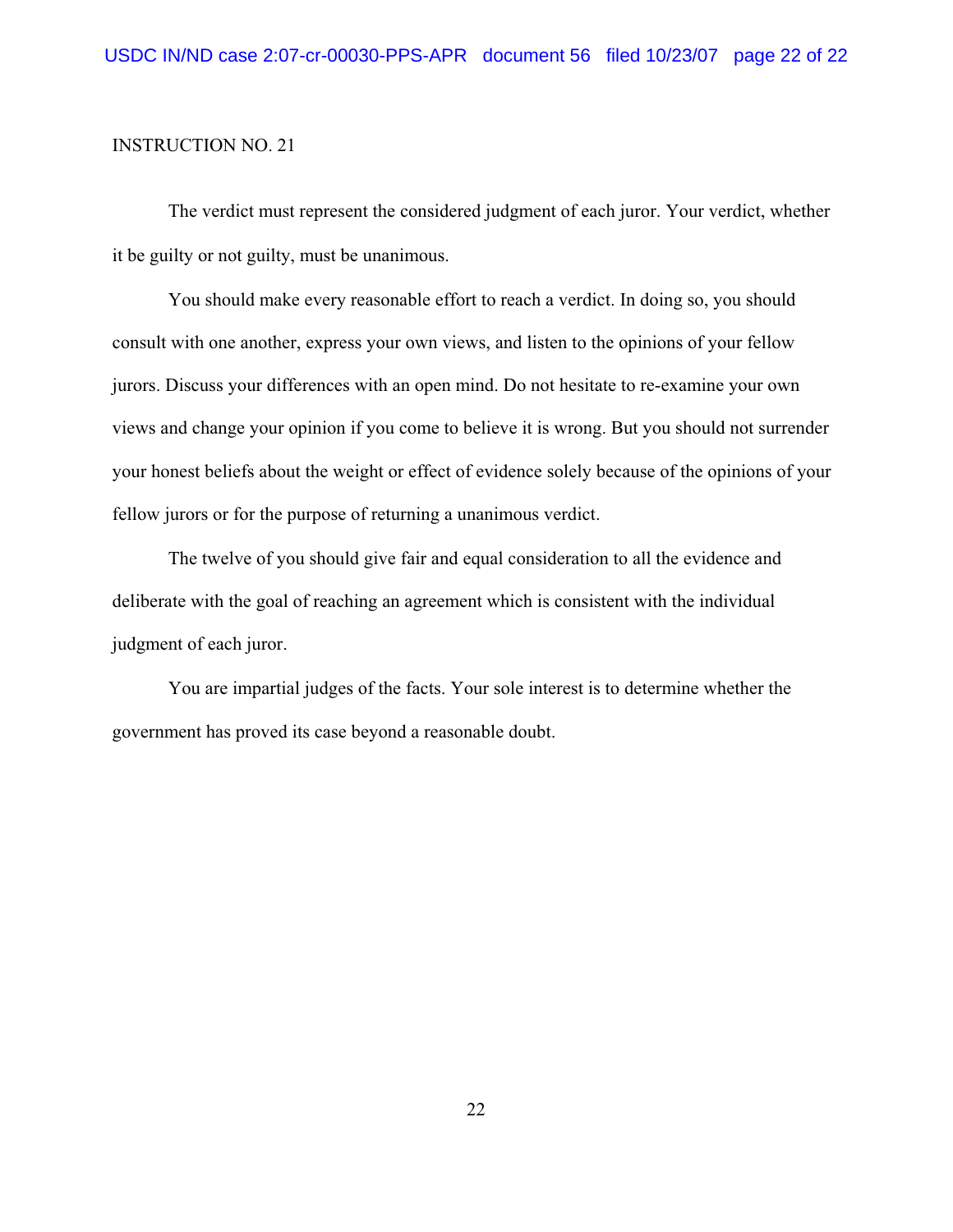INSTRUCTION NO. 21

The verdict must represent the considered judgment of each juror. Your verdict, whether it be guilty or not guilty, must be unanimous.

You should make every reasonable effort to reach a verdict. In doing so, you should consult with one another, express your own views, and listen to the opinions of your fellow jurors. Discuss your differences with an open mind. Do not hesitate to re-examine your own views and change your opinion if you come to believe it is wrong. But you should not surrender your honest beliefs about the weight or effect of evidence solely because of the opinions of your fellow jurors or for the purpose of returning a unanimous verdict.

The twelve of you should give fair and equal consideration to all the evidence and deliberate with the goal of reaching an agreement which is consistent with the individual judgment of each juror.

You are impartial judges of the facts. Your sole interest is to determine whether the government has proved its case beyond a reasonable doubt.